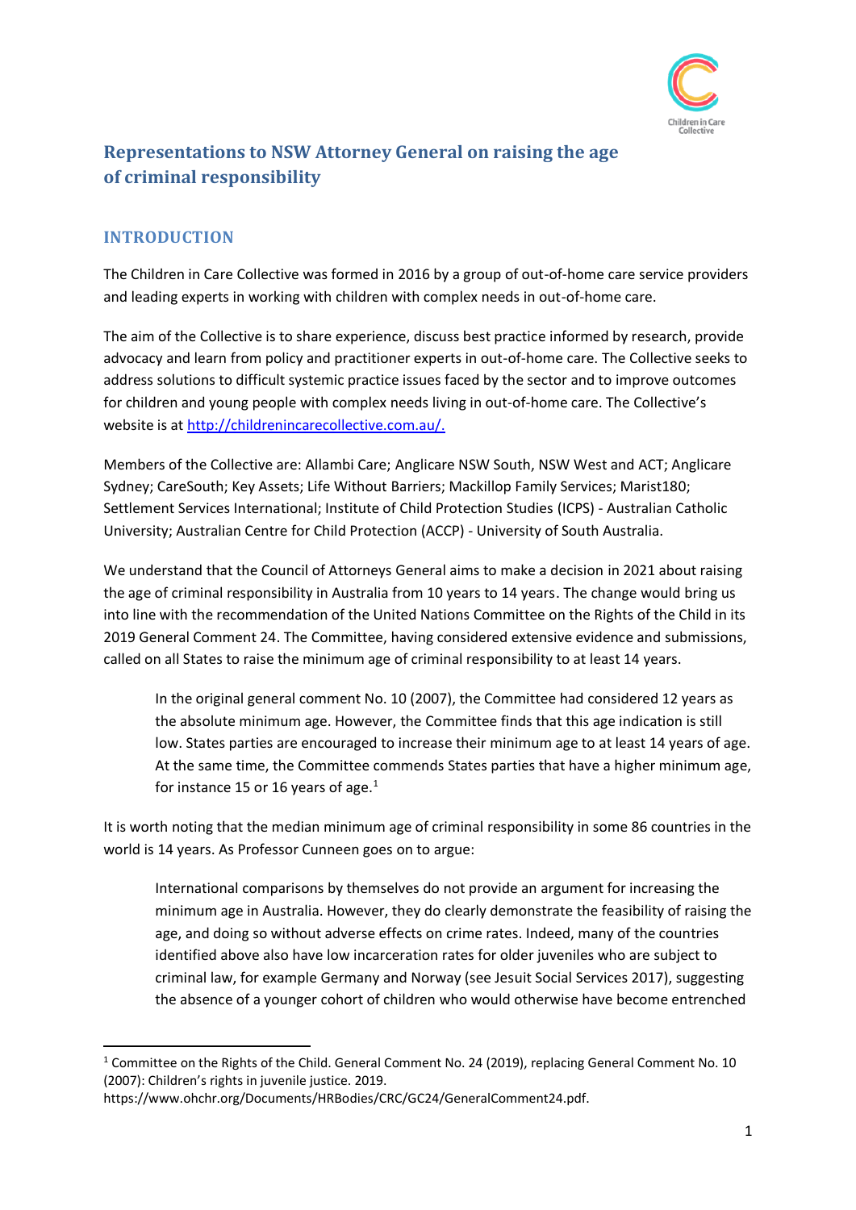# Representations to NSW Attorney General on raising the age of criminal responsibility

## INTRODUCTION

The Children in Care Collective was formed in 2016 by a group of out-of-home care service providers and leading experts in working with children with complex needs in out-of-home care.

The aim of the Collective is to share experience, discuss best practice informed by research, provide advocacy and learn from policy and practitioner experts in out-of-home care. The Collective seeks to address solutions to difficult systemic practice issues faced by the sector and to improve outcomes for children and young people with complex needs living in out-of-home care. The Collective's website is at http://childrenincarecollective.com.au/.

Members of the Collective are: Allambi Care; Anglicare NSW South, NSW West and ACT; Anglicare Sydney; CareSouth; Key Assets; Life Without Barriers; Mackillop Family Services; Marist180; Settlement Services International; Institute of Child Protection Studies (ICPS) - Australian Catholic University; Australian Centre for Child Protection (ACCP) - University of South Australia.

We understand that the Council of Attorneys General aims to make a decision in 2021 about raising the age of criminal responsibility in Australia from 10 years to 14 years. The change would bring us into line with the recommendation of the United Nations Committee on the Rights of the Child in its 2019 General Comment 24. The Committee, having considered extensive evidence and submissions, called on all States to raise the minimum age of criminal responsibility to at least 14 years.

> In the original general comment No. 10 (2007), the Committee had considered 12 years as the absolute minimum age. However, the Committee finds that this age indication is still low. States parties are encouraged to increase their minimum age to at least 14 years of age. At the same time, the Committee commends States parties that have a higher minimum age, for instance 15 or 16 years of age.[1]

It is worth noting that the median minimum age of criminal responsibility in some 86 countries in the world is 14 years. As Professor Cunneen goes on to argue:

> International comparisons by themselves do not provide an argument for increasing the minimum age in Australia. However, they do clearly demonstrate the feasibility of raising the age, and doing so without adverse effects on crime rates. Indeed, many of the countries identified above also have low incarceration rates for older juveniles who are subject to criminal law, for example Germany and Norway (see Jesuit Social Services 2017), suggesting the absence of a younger cohort of children who would otherwise have become entrenched

---

[1] Committee on the Rights of the Child. General Comment No. 24 (2019), replacing General Comment No. 10 (2007): Children's rights in juvenile justice. 2019. https://www.ohchr.org/Documents/HRBodies/CRC/GC24/GeneralComment24.pdf.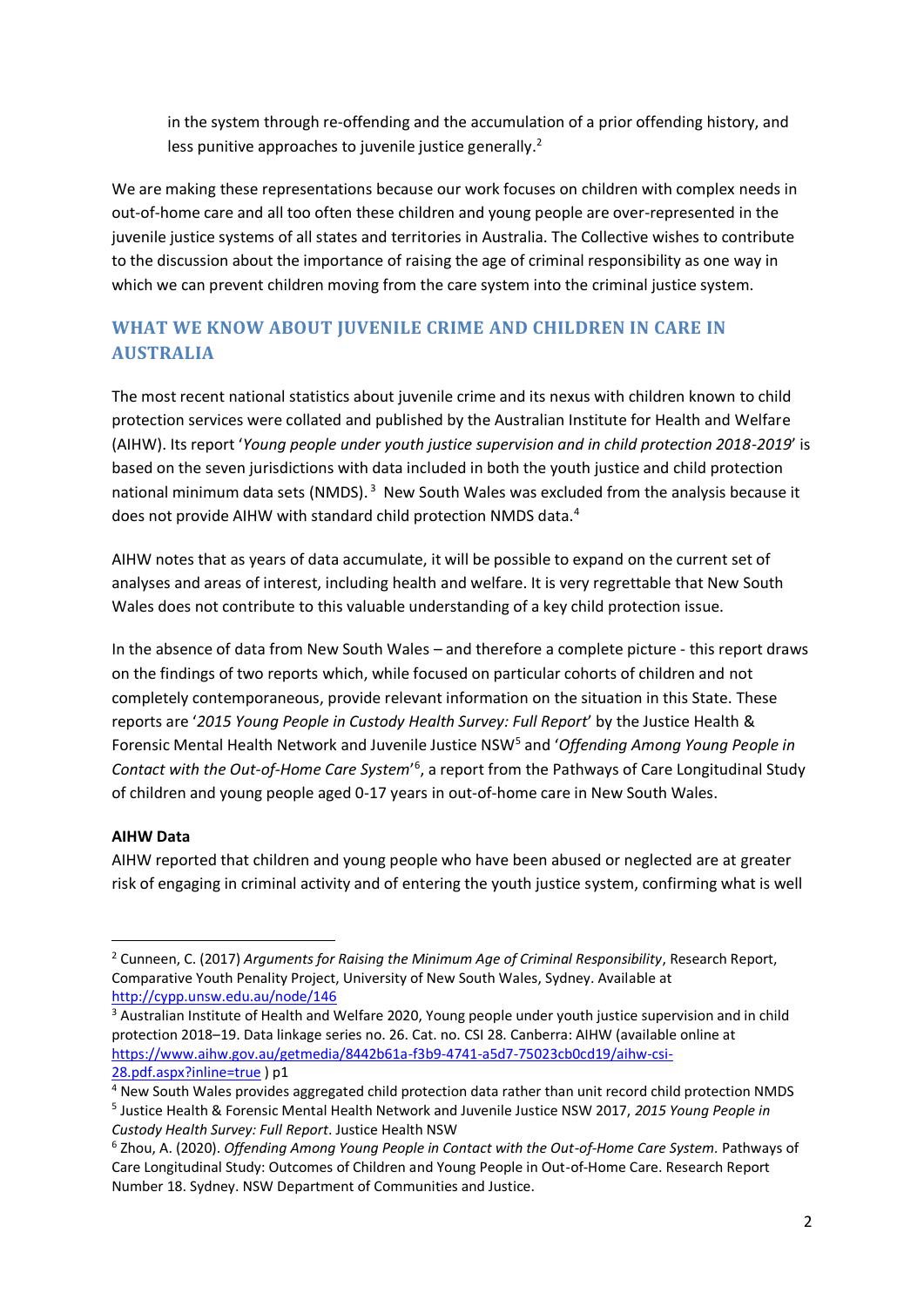in the system through re-offending and the accumulation of a prior offending history, and less punitive approaches to juvenile justice generally.[2]

We are making these representations because our work focuses on children with complex needs in out-of-home care and all too often these children and young people are over-represented in the juvenile justice systems of all states and territories in Australia. The Collective wishes to contribute to the discussion about the importance of raising the age of criminal responsibility as one way in which we can prevent children moving from the care system into the criminal justice system.

## WHAT WE KNOW ABOUT JUVENILE CRIME AND CHILDREN IN CARE IN AUSTRALIA

The most recent national statistics about juvenile crime and its nexus with children known to child protection services were collated and published by the Australian Institute for Health and Welfare (AIHW). Its report '*Young people under youth justice supervision and in child protection 2018-2019*' is based on the seven jurisdictions with data included in both the youth justice and child protection national minimum data sets (NMDS).[3] New South Wales was excluded from the analysis because it does not provide AIHW with standard child protection NMDS data.[4]

AIHW notes that as years of data accumulate, it will be possible to expand on the current set of analyses and areas of interest, including health and welfare. It is very regrettable that New South Wales does not contribute to this valuable understanding of a key child protection issue.

In the absence of data from New South Wales – and therefore a complete picture - this report draws on the findings of two reports which, while focused on particular cohorts of children and not completely contemporaneous, provide relevant information on the situation in this State. These reports are '*2015 Young People in Custody Health Survey: Full Report*' by the Justice Health & Forensic Mental Health Network and Juvenile Justice NSW[5] and '*Offending Among Young People in Contact with the Out-of-Home Care System*'[6], a report from the Pathways of Care Longitudinal Study of children and young people aged 0-17 years in out-of-home care in New South Wales.

**AIHW Data**

AIHW reported that children and young people who have been abused or neglected are at greater risk of engaging in criminal activity and of entering the youth justice system, confirming what is well

---

[2] Cunneen, C. (2017) *Arguments for Raising the Minimum Age of Criminal Responsibility*, Research Report, Comparative Youth Penality Project, University of New South Wales, Sydney. Available at http://cypp.unsw.edu.au/node/146

[3] Australian Institute of Health and Welfare 2020, Young people under youth justice supervision and in child protection 2018–19. Data linkage series no. 26. Cat. no. CSI 28. Canberra: AIHW (available online at https://www.aihw.gov.au/getmedia/8442b61a-f3b9-4741-a5d7-75023cb0cd19/aihw-csi-28.pdf.aspx?inline=true ) p1

[4] New South Wales provides aggregated child protection data rather than unit record child protection NMDS

[5] Justice Health & Forensic Mental Health Network and Juvenile Justice NSW 2017, *2015 Young People in Custody Health Survey: Full Report*. Justice Health NSW

[6] Zhou, A. (2020). *Offending Among Young People in Contact with the Out-of-Home Care System.* Pathways of Care Longitudinal Study: Outcomes of Children and Young People in Out-of-Home Care. Research Report Number 18. Sydney. NSW Department of Communities and Justice.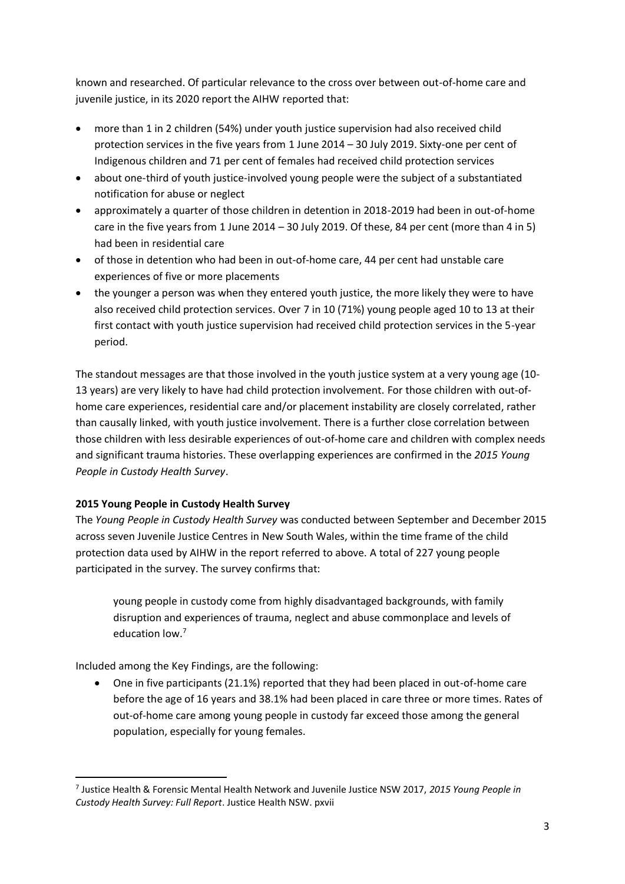known and researched. Of particular relevance to the cross over between out-of-home care and juvenile justice, in its 2020 report the AIHW reported that:

- more than 1 in 2 children (54%) under youth justice supervision had also received child protection services in the five years from 1 June 2014 – 30 July 2019. Sixty-one per cent of Indigenous children and 71 per cent of females had received child protection services
- about one-third of youth justice-involved young people were the subject of a substantiated notification for abuse or neglect
- approximately a quarter of those children in detention in 2018-2019 had been in out-of-home care in the five years from 1 June 2014 – 30 July 2019. Of these, 84 per cent (more than 4 in 5) had been in residential care
- of those in detention who had been in out-of-home care, 44 per cent had unstable care experiences of five or more placements
- the younger a person was when they entered youth justice, the more likely they were to have also received child protection services. Over 7 in 10 (71%) young people aged 10 to 13 at their first contact with youth justice supervision had received child protection services in the 5-year period.

The standout messages are that those involved in the youth justice system at a very young age (10-13 years) are very likely to have had child protection involvement. For those children with out-of-home care experiences, residential care and/or placement instability are closely correlated, rather than causally linked, with youth justice involvement. There is a further close correlation between those children with less desirable experiences of out-of-home care and children with complex needs and significant trauma histories. These overlapping experiences are confirmed in the *2015 Young People in Custody Health Survey*.

**2015 Young People in Custody Health Survey**

The *Young People in Custody Health Survey* was conducted between September and December 2015 across seven Juvenile Justice Centres in New South Wales, within the time frame of the child protection data used by AIHW in the report referred to above. A total of 227 young people participated in the survey. The survey confirms that:

> young people in custody come from highly disadvantaged backgrounds, with family disruption and experiences of trauma, neglect and abuse commonplace and levels of education low.[7]

Included among the Key Findings, are the following:

- One in five participants (21.1%) reported that they had been placed in out-of-home care before the age of 16 years and 38.1% had been placed in care three or more times. Rates of out-of-home care among young people in custody far exceed those among the general population, especially for young females.

---

[7] Justice Health & Forensic Mental Health Network and Juvenile Justice NSW 2017, *2015 Young People in Custody Health Survey: Full Report*. Justice Health NSW. pxvii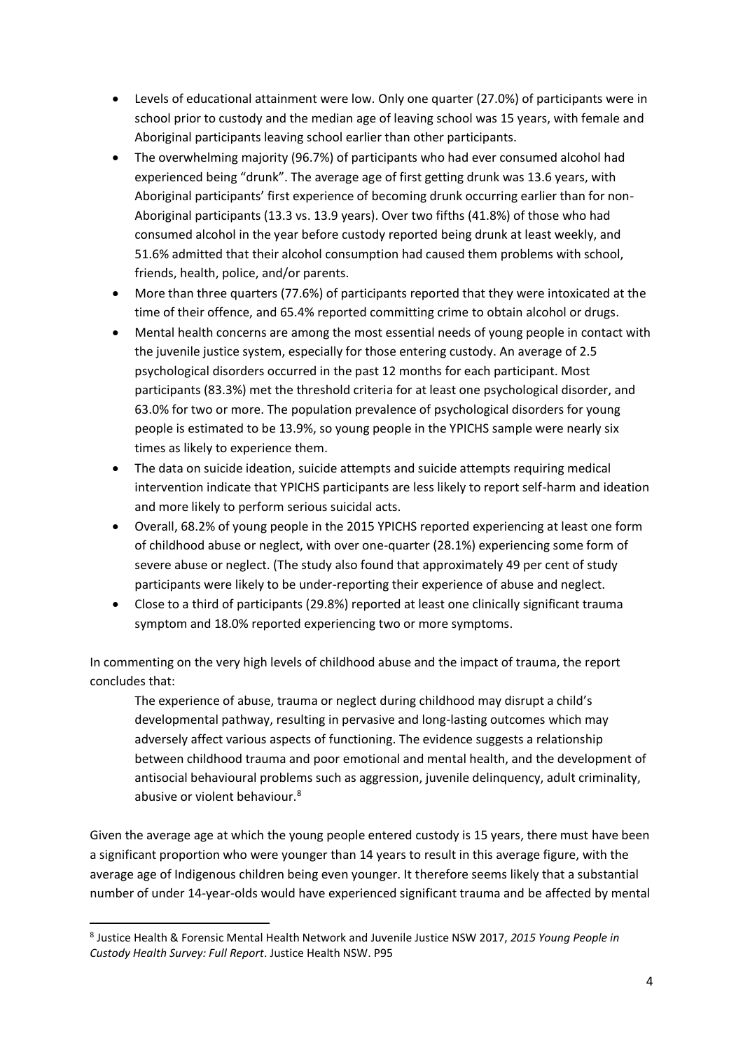- Levels of educational attainment were low. Only one quarter (27.0%) of participants were in school prior to custody and the median age of leaving school was 15 years, with female and Aboriginal participants leaving school earlier than other participants.
- The overwhelming majority (96.7%) of participants who had ever consumed alcohol had experienced being "drunk". The average age of first getting drunk was 13.6 years, with Aboriginal participants' first experience of becoming drunk occurring earlier than for non-Aboriginal participants (13.3 vs. 13.9 years). Over two fifths (41.8%) of those who had consumed alcohol in the year before custody reported being drunk at least weekly, and 51.6% admitted that their alcohol consumption had caused them problems with school, friends, health, police, and/or parents.
- More than three quarters (77.6%) of participants reported that they were intoxicated at the time of their offence, and 65.4% reported committing crime to obtain alcohol or drugs.
- Mental health concerns are among the most essential needs of young people in contact with the juvenile justice system, especially for those entering custody. An average of 2.5 psychological disorders occurred in the past 12 months for each participant. Most participants (83.3%) met the threshold criteria for at least one psychological disorder, and 63.0% for two or more. The population prevalence of psychological disorders for young people is estimated to be 13.9%, so young people in the YPICHS sample were nearly six times as likely to experience them.
- The data on suicide ideation, suicide attempts and suicide attempts requiring medical intervention indicate that YPICHS participants are less likely to report self-harm and ideation and more likely to perform serious suicidal acts.
- Overall, 68.2% of young people in the 2015 YPICHS reported experiencing at least one form of childhood abuse or neglect, with over one-quarter (28.1%) experiencing some form of severe abuse or neglect. (The study also found that approximately 49 per cent of study participants were likely to be under-reporting their experience of abuse and neglect.
- Close to a third of participants (29.8%) reported at least one clinically significant trauma symptom and 18.0% reported experiencing two or more symptoms.

In commenting on the very high levels of childhood abuse and the impact of trauma, the report concludes that:

> The experience of abuse, trauma or neglect during childhood may disrupt a child's developmental pathway, resulting in pervasive and long-lasting outcomes which may adversely affect various aspects of functioning. The evidence suggests a relationship between childhood trauma and poor emotional and mental health, and the development of antisocial behavioural problems such as aggression, juvenile delinquency, adult criminality, abusive or violent behaviour.[8]

Given the average age at which the young people entered custody is 15 years, there must have been a significant proportion who were younger than 14 years to result in this average figure, with the average age of Indigenous children being even younger. It therefore seems likely that a substantial number of under 14-year-olds would have experienced significant trauma and be affected by mental

[8] Justice Health & Forensic Mental Health Network and Juvenile Justice NSW 2017, *2015 Young People in Custody Health Survey: Full Report*. Justice Health NSW. P95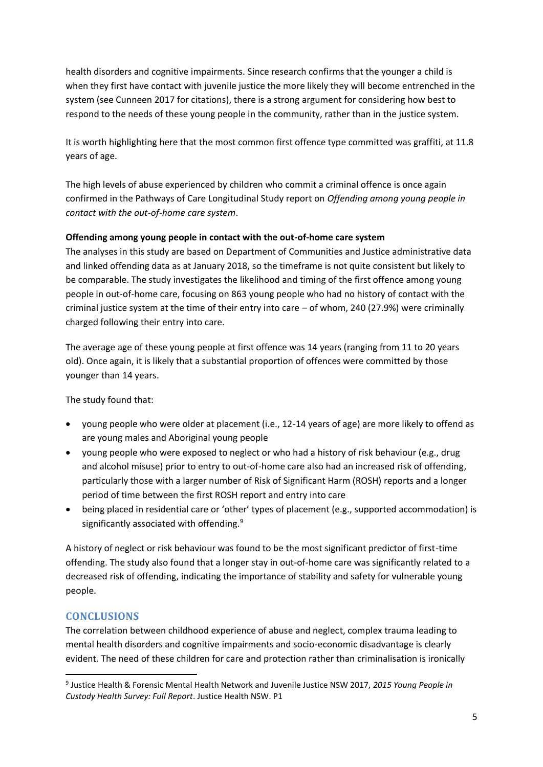health disorders and cognitive impairments. Since research confirms that the younger a child is when they first have contact with juvenile justice the more likely they will become entrenched in the system (see Cunneen 2017 for citations), there is a strong argument for considering how best to respond to the needs of these young people in the community, rather than in the justice system.

It is worth highlighting here that the most common first offence type committed was graffiti, at 11.8 years of age.

The high levels of abuse experienced by children who commit a criminal offence is once again confirmed in the Pathways of Care Longitudinal Study report on *Offending among young people in contact with the out-of-home care system*.

**Offending among young people in contact with the out-of-home care system**

The analyses in this study are based on Department of Communities and Justice administrative data and linked offending data as at January 2018, so the timeframe is not quite consistent but likely to be comparable. The study investigates the likelihood and timing of the first offence among young people in out-of-home care, focusing on 863 young people who had no history of contact with the criminal justice system at the time of their entry into care – of whom, 240 (27.9%) were criminally charged following their entry into care.

The average age of these young people at first offence was 14 years (ranging from 11 to 20 years old). Once again, it is likely that a substantial proportion of offences were committed by those younger than 14 years.

The study found that:

- young people who were older at placement (i.e., 12-14 years of age) are more likely to offend as are young males and Aboriginal young people
- young people who were exposed to neglect or who had a history of risk behaviour (e.g., drug and alcohol misuse) prior to entry to out-of-home care also had an increased risk of offending, particularly those with a larger number of Risk of Significant Harm (ROSH) reports and a longer period of time between the first ROSH report and entry into care
- being placed in residential care or 'other' types of placement (e.g., supported accommodation) is significantly associated with offending.[9]

A history of neglect or risk behaviour was found to be the most significant predictor of first-time offending. The study also found that a longer stay in out-of-home care was significantly related to a decreased risk of offending, indicating the importance of stability and safety for vulnerable young people.

## CONCLUSIONS

The correlation between childhood experience of abuse and neglect, complex trauma leading to mental health disorders and cognitive impairments and socio-economic disadvantage is clearly evident. The need of these children for care and protection rather than criminalisation is ironically

---

[9] Justice Health & Forensic Mental Health Network and Juvenile Justice NSW 2017, *2015 Young People in Custody Health Survey: Full Report*. Justice Health NSW. P1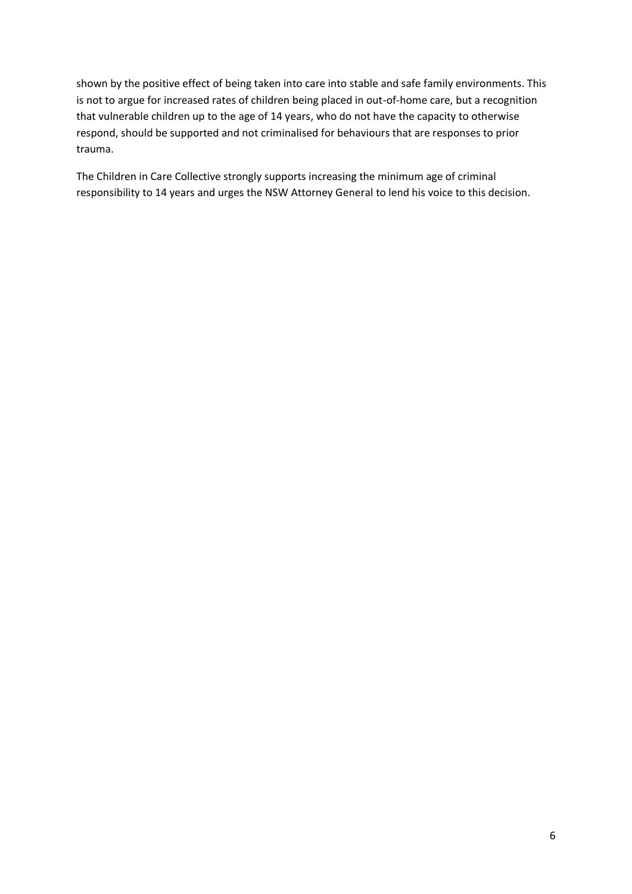shown by the positive effect of being taken into care into stable and safe family environments. This is not to argue for increased rates of children being placed in out-of-home care, but a recognition that vulnerable children up to the age of 14 years, who do not have the capacity to otherwise respond, should be supported and not criminalised for behaviours that are responses to prior trauma.

The Children in Care Collective strongly supports increasing the minimum age of criminal responsibility to 14 years and urges the NSW Attorney General to lend his voice to this decision.